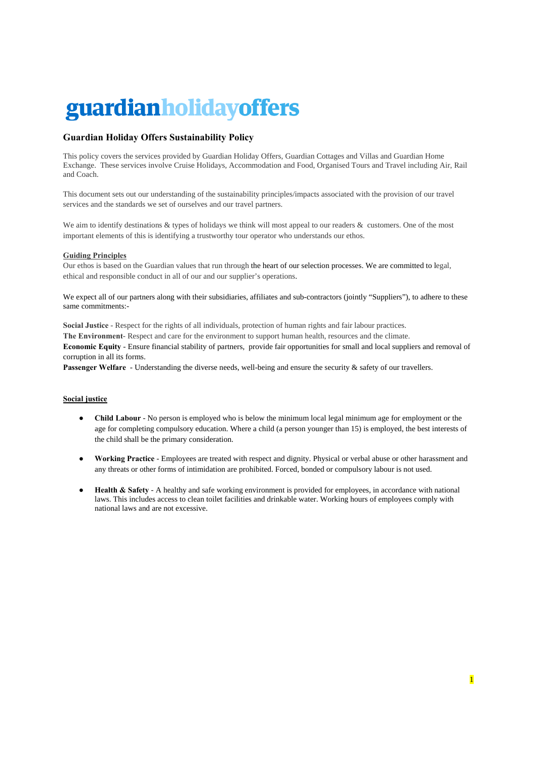# guardianholidayoffers

## Guardian Holiday Offers Sustainability Policy

This policy covers the services provided by Guardian Holiday Offers, Guardian Cottages and Villas and Guardian Home Exchange. These services involve Cruise Holidays, Accommodation and Food, Organised Tours and Travel including Air, Rail and Coach.

This document sets out our understanding of the sustainability principles/impacts associated with the provision of our travel services and the standards we set of ourselves and our travel partners.

We aim to identify destinations & types of holidays we think will most appeal to our readers & customers. One of the most important elements of this is identifying a trustworthy tour operator who understands our ethos.

### Guiding Principles

Our ethos is based on the Guardian values that run through the heart of our selection processes. We are committed to legal, ethical and responsible conduct in all of our and our supplier's operations.

We expect all of our partners along with their subsidiaries, affiliates and sub-contractors (jointly "Suppliers"), to adhere to these same commitments:-

**Social Justice** - Respect for the rights of all individuals, protection of human rights and fair labour practices.
**The Environment**- Respect and care for the environment to support human health, resources and the climate.
**Economic Equity** - Ensure financial stability of partners, provide fair opportunities for small and local suppliers and removal of corruption in all its forms.
**Passenger Welfare** - Understanding the diverse needs, well-being and ensure the security & safety of our travellers.

### Social justice

- **Child Labour** - No person is employed who is below the minimum local legal minimum age for employment or the age for completing compulsory education. Where a child (a person younger than 15) is employed, the best interests of the child shall be the primary consideration.
- **Working Practice** - Employees are treated with respect and dignity. Physical or verbal abuse or other harassment and any threats or other forms of intimidation are prohibited. Forced, bonded or compulsory labour is not used.
- **Health & Safety** - A healthy and safe working environment is provided for employees, in accordance with national laws. This includes access to clean toilet facilities and drinkable water. Working hours of employees comply with national laws and are not excessive.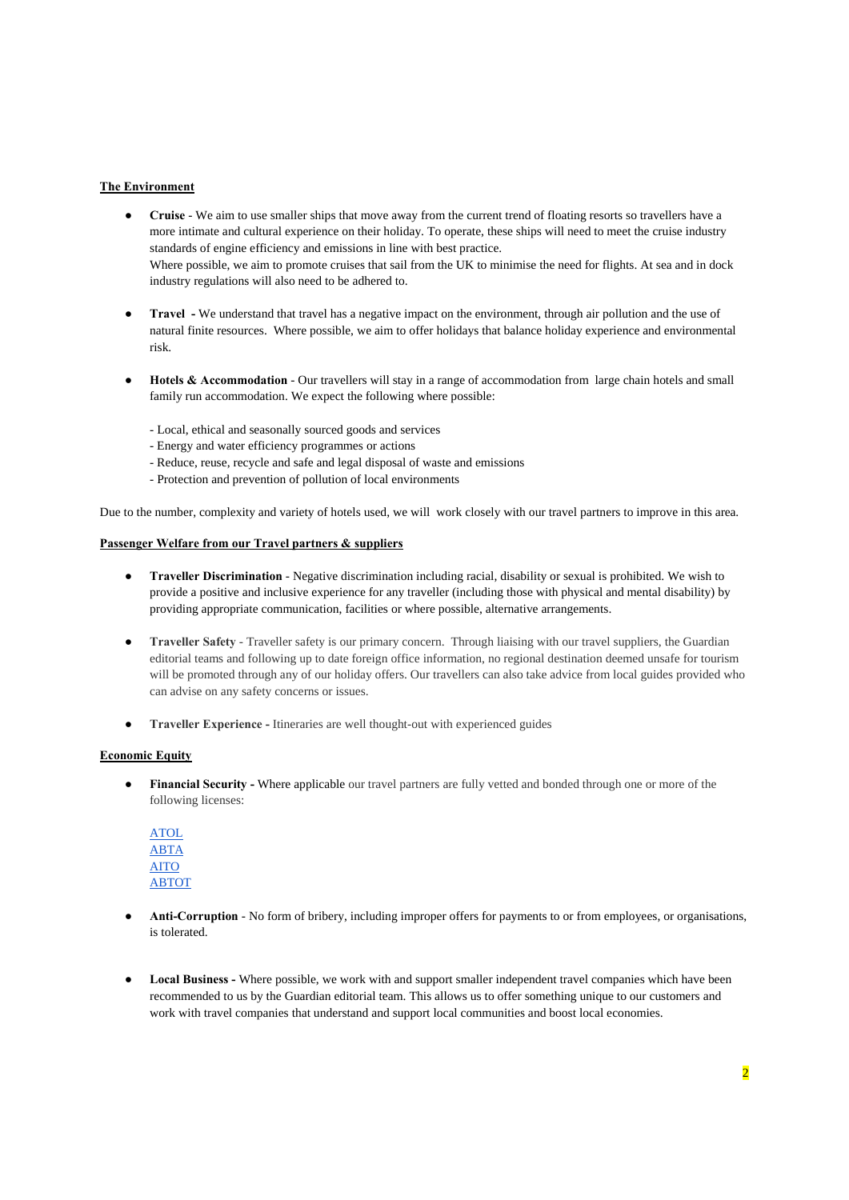**The Environment**

- **Cruise** - We aim to use smaller ships that move away from the current trend of floating resorts so travellers have a more intimate and cultural experience on their holiday. To operate, these ships will need to meet the cruise industry standards of engine efficiency and emissions in line with best practice.
  Where possible, we aim to promote cruises that sail from the UK to minimise the need for flights. At sea and in dock industry regulations will also need to be adhered to.

- **Travel -** We understand that travel has a negative impact on the environment, through air pollution and the use of natural finite resources. Where possible, we aim to offer holidays that balance holiday experience and environmental risk.

- **Hotels & Accommodation** - Our travellers will stay in a range of accommodation from large chain hotels and small family run accommodation. We expect the following where possible:

  - Local, ethical and seasonally sourced goods and services
  - Energy and water efficiency programmes or actions
  - Reduce, reuse, recycle and safe and legal disposal of waste and emissions
  - Protection and prevention of pollution of local environments

Due to the number, complexity and variety of hotels used, we will work closely with our travel partners to improve in this area.

**Passenger Welfare from our Travel partners & suppliers**

- **Traveller Discrimination** - Negative discrimination including racial, disability or sexual is prohibited. We wish to provide a positive and inclusive experience for any traveller (including those with physical and mental disability) by providing appropriate communication, facilities or where possible, alternative arrangements.

- **Traveller Safety** - Traveller safety is our primary concern. Through liaising with our travel suppliers, the Guardian editorial teams and following up to date foreign office information, no regional destination deemed unsafe for tourism will be promoted through any of our holiday offers. Our travellers can also take advice from local guides provided who can advise on any safety concerns or issues.

- **Traveller Experience -** Itineraries are well thought-out with experienced guides

**Economic Equity**

- **Financial Security -** Where applicable our travel partners are fully vetted and bonded through one or more of the following licenses:

  ATOL
  ABTA
  AITO
  ABTOT

- **Anti-Corruption** - No form of bribery, including improper offers for payments to or from employees, or organisations, is tolerated.

- **Local Business -** Where possible, we work with and support smaller independent travel companies which have been recommended to us by the Guardian editorial team. This allows us to offer something unique to our customers and work with travel companies that understand and support local communities and boost local economies.